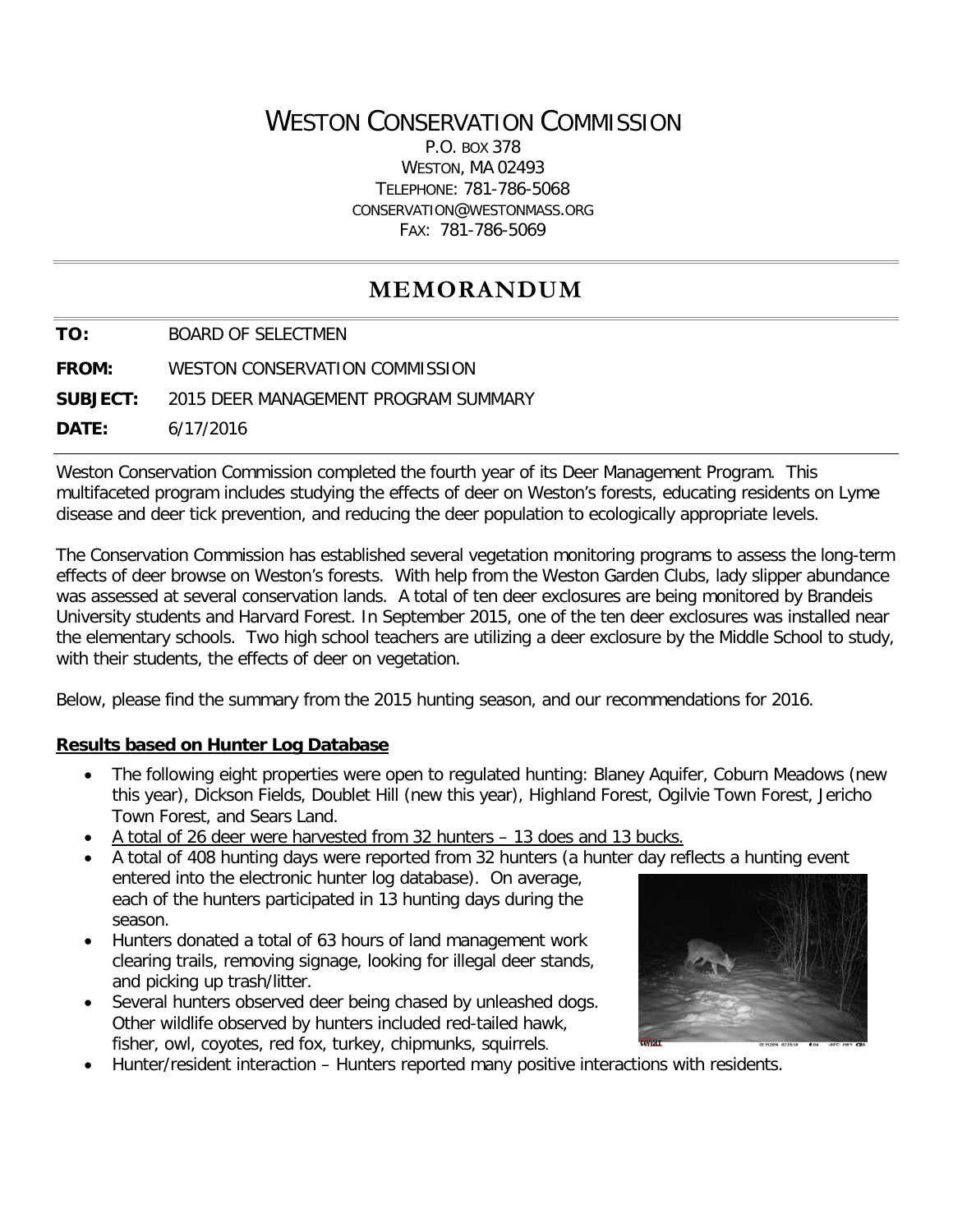# WESTON CONSERVATION COMMISSION

P.O. BOX 378
WESTON, MA 02493
TELEPHONE: 781-786-5068
CONSERVATION@WESTONMASS.ORG
FAX: 781-786-5069

## MEMORANDUM

**TO:** BOARD OF SELECTMEN

**FROM:** WESTON CONSERVATION COMMISSION

**SUBJECT:** 2015 DEER MANAGEMENT PROGRAM SUMMARY

**DATE:** 6/17/2016

Weston Conservation Commission completed the fourth year of its Deer Management Program. This multifaceted program includes studying the effects of deer on Weston's forests, educating residents on Lyme disease and deer tick prevention, and reducing the deer population to ecologically appropriate levels.

The Conservation Commission has established several vegetation monitoring programs to assess the long-term effects of deer browse on Weston's forests. With help from the Weston Garden Clubs, lady slipper abundance was assessed at several conservation lands. A total of ten deer exclosures are being monitored by Brandeis University students and Harvard Forest. In September 2015, one of the ten deer exclosures was installed near the elementary schools. Two high school teachers are utilizing a deer exclosure by the Middle School to study, with their students, the effects of deer on vegetation.

Below, please find the summary from the 2015 hunting season, and our recommendations for 2016.

**Results based on Hunter Log Database**

- The following eight properties were open to regulated hunting: Blaney Aquifer, Coburn Meadows (new this year), Dickson Fields, Doublet Hill (new this year), Highland Forest, Ogilvie Town Forest, Jericho Town Forest, and Sears Land.
- A total of 26 deer were harvested from 32 hunters – 13 does and 13 bucks.
- A total of 408 hunting days were reported from 32 hunters (a hunter day reflects a hunting event entered into the electronic hunter log database). On average, each of the hunters participated in 13 hunting days during the season.
- Hunters donated a total of 63 hours of land management work clearing trails, removing signage, looking for illegal deer stands, and picking up trash/litter.
- Several hunters observed deer being chased by unleashed dogs. Other wildlife observed by hunters included red-tailed hawk, fisher, owl, coyotes, red fox, turkey, chipmunks, squirrels.
- Hunter/resident interaction – Hunters reported many positive interactions with residents.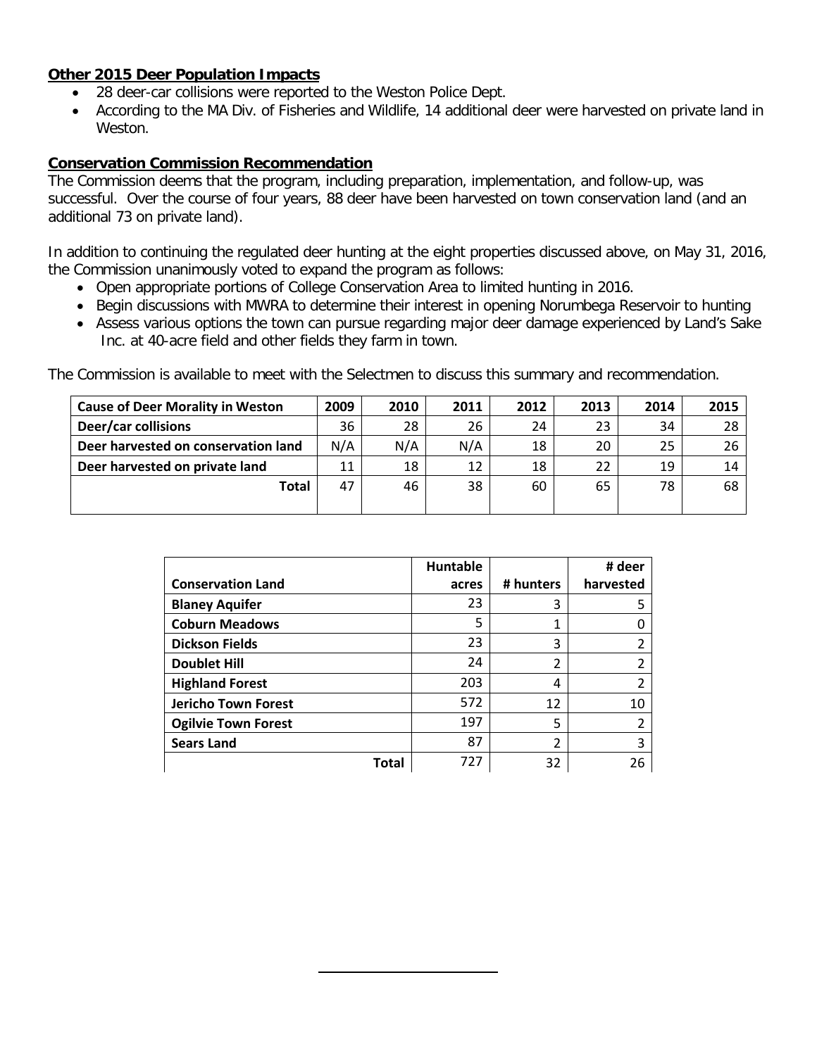**Other 2015 Deer Population Impacts**

- 28 deer-car collisions were reported to the Weston Police Dept.
- According to the MA Div. of Fisheries and Wildlife, 14 additional deer were harvested on private land in Weston.

**Conservation Commission Recommendation**

The Commission deems that the program, including preparation, implementation, and follow-up, was successful. Over the course of four years, 88 deer have been harvested on town conservation land (and an additional 73 on private land).

In addition to continuing the regulated deer hunting at the eight properties discussed above, on May 31, 2016, the Commission unanimously voted to expand the program as follows:

- Open appropriate portions of College Conservation Area to limited hunting in 2016.
- Begin discussions with MWRA to determine their interest in opening Norumbega Reservoir to hunting
- Assess various options the town can pursue regarding major deer damage experienced by Land's Sake Inc. at 40-acre field and other fields they farm in town.

The Commission is available to meet with the Selectmen to discuss this summary and recommendation.

| Cause of Deer Morality in Weston | 2009 | 2010 | 2011 | 2012 | 2013 | 2014 | 2015 |
|---|---|---|---|---|---|---|---|
| Deer/car collisions | 36 | 28 | 26 | 24 | 23 | 34 | 28 |
| Deer harvested on conservation land | N/A | N/A | N/A | 18 | 20 | 25 | 26 |
| Deer harvested on private land | 11 | 18 | 12 | 18 | 22 | 19 | 14 |
| Total | 47 | 46 | 38 | 60 | 65 | 78 | 68 |

| Conservation Land | Huntable acres | # hunters | # deer harvested |
|---|---|---|---|
| Blaney Aquifer | 23 | 3 | 5 |
| Coburn Meadows | 5 | 1 | 0 |
| Dickson Fields | 23 | 3 | 2 |
| Doublet Hill | 24 | 2 | 2 |
| Highland Forest | 203 | 4 | 2 |
| Jericho Town Forest | 572 | 12 | 10 |
| Ogilvie Town Forest | 197 | 5 | 2 |
| Sears Land | 87 | 2 | 3 |
| Total | 727 | 32 | 26 |